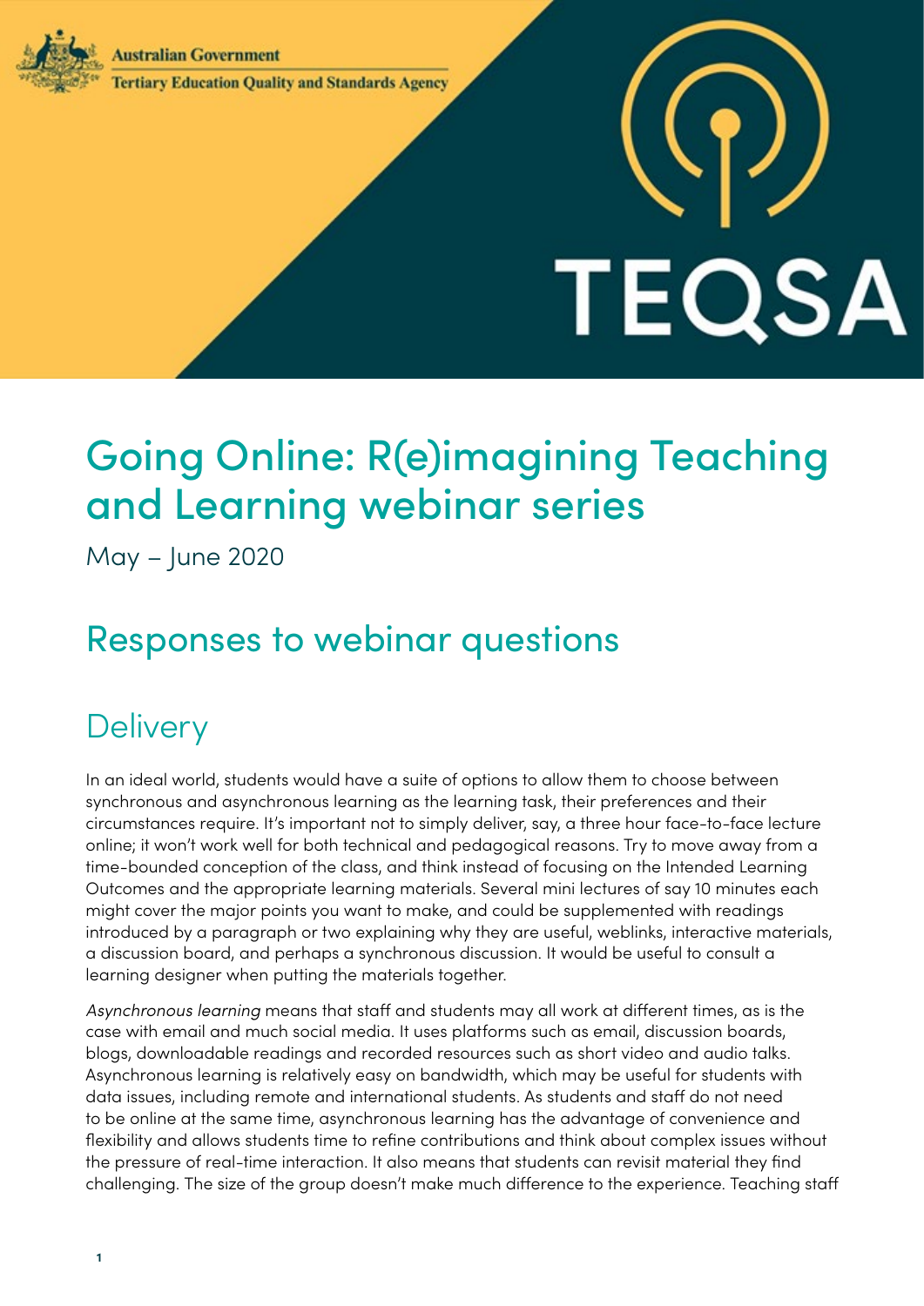Australian Government

Tertiary Education Quality and Standards Agency

TEQSA

# Going Online: R(e)imagining Teaching and Learning webinar series

May – June 2020

## Responses to webinar questions

## Delivery

In an ideal world, students would have a suite of options to allow them to choose between synchronous and asynchronous learning as the learning task, their preferences and their circumstances require. It's important not to simply deliver, say, a three hour face-to-face lecture online; it won't work well for both technical and pedagogical reasons. Try to move away from a time-bounded conception of the class, and think instead of focusing on the Intended Learning Outcomes and the appropriate learning materials. Several mini lectures of say 10 minutes each might cover the major points you want to make, and could be supplemented with readings introduced by a paragraph or two explaining why they are useful, weblinks, interactive materials, a discussion board, and perhaps a synchronous discussion. It would be useful to consult a learning designer when putting the materials together.

*Asynchronous learning* means that staff and students may all work at different times, as is the case with email and much social media. It uses platforms such as email, discussion boards, blogs, downloadable readings and recorded resources such as short video and audio talks. Asynchronous learning is relatively easy on bandwidth, which may be useful for students with data issues, including remote and international students. As students and staff do not need to be online at the same time, asynchronous learning has the advantage of convenience and flexibility and allows students time to refine contributions and think about complex issues without the pressure of real-time interaction. It also means that students can revisit material they find challenging. The size of the group doesn't make much difference to the experience. Teaching staff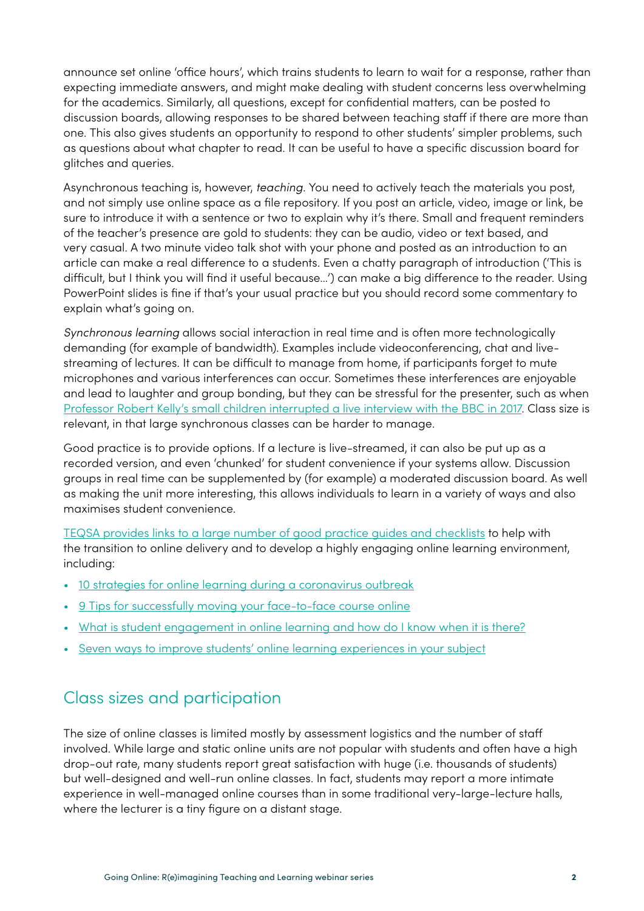announce set online 'office hours', which trains students to learn to wait for a response, rather than expecting immediate answers, and might make dealing with student concerns less overwhelming for the academics. Similarly, all questions, except for confidential matters, can be posted to discussion boards, allowing responses to be shared between teaching staff if there are more than one. This also gives students an opportunity to respond to other students' simpler problems, such as questions about what chapter to read. It can be useful to have a specific discussion board for glitches and queries.

Asynchronous teaching is, however, *teaching*. You need to actively teach the materials you post, and not simply use online space as a file repository. If you post an article, video, image or link, be sure to introduce it with a sentence or two to explain why it's there. Small and frequent reminders of the teacher's presence are gold to students: they can be audio, video or text based, and very casual. A two minute video talk shot with your phone and posted as an introduction to an article can make a real difference to a students. Even a chatty paragraph of introduction ('This is difficult, but I think you will find it useful because...') can make a big difference to the reader. Using PowerPoint slides is fine if that's your usual practice but you should record some commentary to explain what's going on.

*Synchronous learning* allows social interaction in real time and is often more technologically demanding (for example of bandwidth). Examples include videoconferencing, chat and live-streaming of lectures. It can be difficult to manage from home, if participants forget to mute microphones and various interferences can occur. Sometimes these interferences are enjoyable and lead to laughter and group bonding, but they can be stressful for the presenter, such as when Professor Robert Kelly's small children interrupted a live interview with the BBC in 2017. Class size is relevant, in that large synchronous classes can be harder to manage.

Good practice is to provide options. If a lecture is live-streamed, it can also be put up as a recorded version, and even 'chunked' for student convenience if your systems allow. Discussion groups in real time can be supplemented by (for example) a moderated discussion board. As well as making the unit more interesting, this allows individuals to learn in a variety of ways and also maximises student convenience.

TEQSA provides links to a large number of good practice guides and checklists to help with the transition to online delivery and to develop a highly engaging online learning environment, including:

- 10 strategies for online learning during a coronavirus outbreak
- 9 Tips for successfully moving your face-to-face course online
- What is student engagement in online learning and how do I know when it is there?
- Seven ways to improve students' online learning experiences in your subject

## Class sizes and participation

The size of online classes is limited mostly by assessment logistics and the number of staff involved. While large and static online units are not popular with students and often have a high drop-out rate, many students report great satisfaction with huge (i.e. thousands of students) but well-designed and well-run online classes. In fact, students may report a more intimate experience in well-managed online courses than in some traditional very-large-lecture halls, where the lecturer is a tiny figure on a distant stage.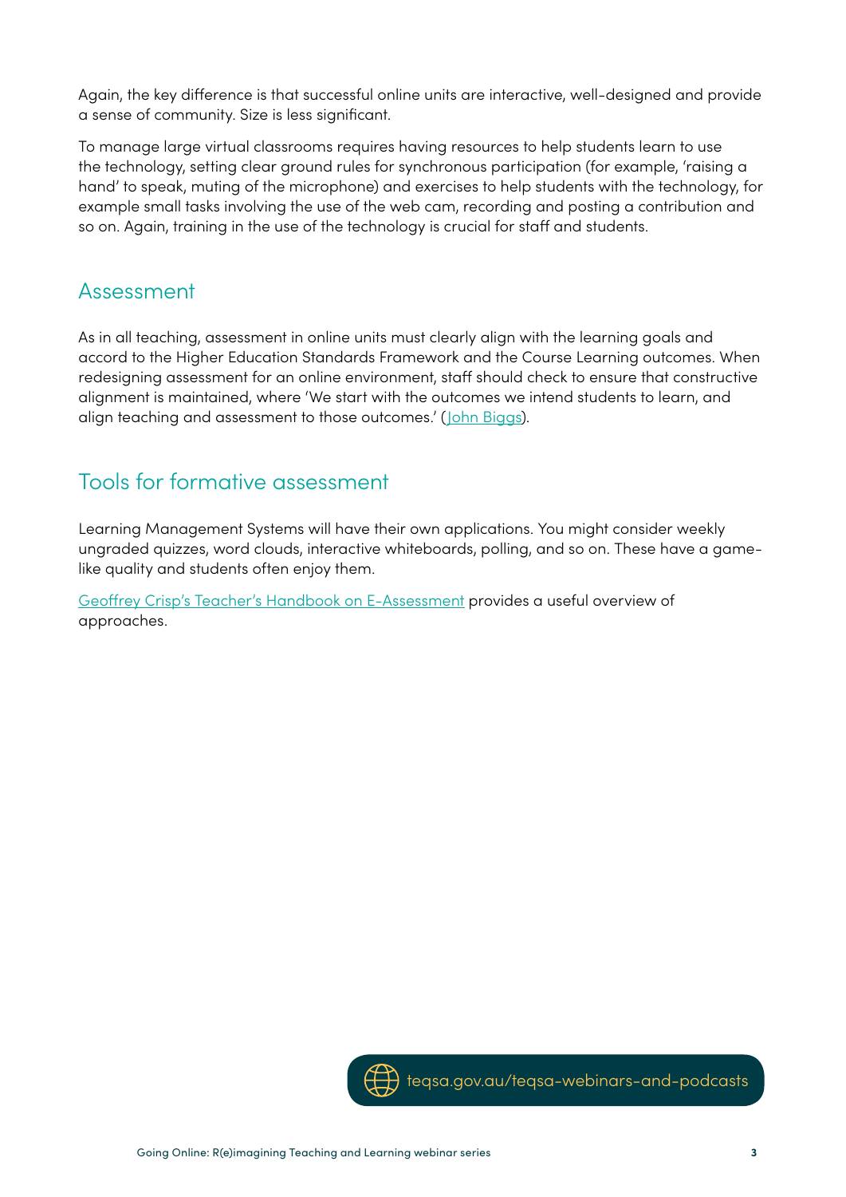Again, the key difference is that successful online units are interactive, well-designed and provide a sense of community. Size is less significant.

To manage large virtual classrooms requires having resources to help students learn to use the technology, setting clear ground rules for synchronous participation (for example, 'raising a hand' to speak, muting of the microphone) and exercises to help students with the technology, for example small tasks involving the use of the web cam, recording and posting a contribution and so on. Again, training in the use of the technology is crucial for staff and students.

## Assessment

As in all teaching, assessment in online units must clearly align with the learning goals and accord to the Higher Education Standards Framework and the Course Learning outcomes. When redesigning assessment for an online environment, staff should check to ensure that constructive alignment is maintained, where 'We start with the outcomes we intend students to learn, and align teaching and assessment to those outcomes.' (John Biggs).

## Tools for formative assessment

Learning Management Systems will have their own applications. You might consider weekly ungraded quizzes, word clouds, interactive whiteboards, polling, and so on. These have a game-like quality and students often enjoy them.

Geoffrey Crisp's Teacher's Handbook on E-Assessment provides a useful overview of approaches.

teqsa.gov.au/teqsa-webinars-and-podcasts